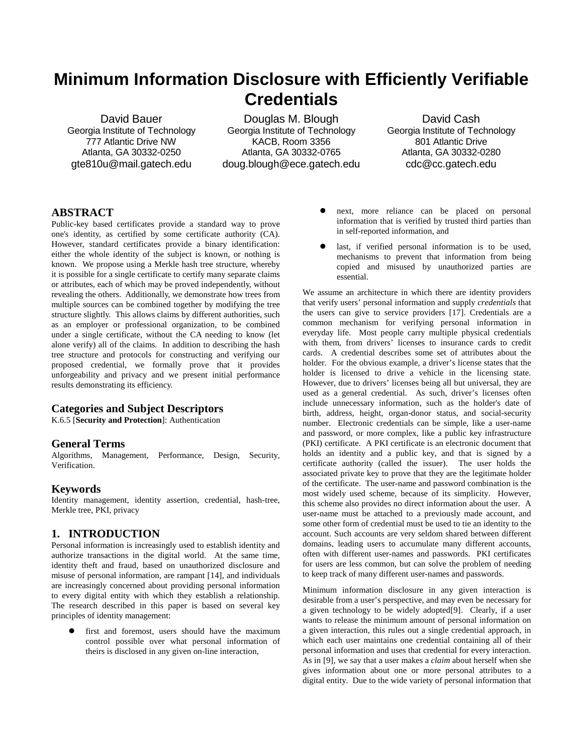# Minimum Information Disclosure with Efficiently Verifiable Credentials

David Bauer
Georgia Institute of Technology
777 Atlantic Drive NW
Atlanta, GA 30332-0250
gte810u@mail.gatech.edu

Douglas M. Blough
Georgia Institute of Technology
KACB, Room 3356
Atlanta, GA 30332-0765
doug.blough@ece.gatech.edu

David Cash
Georgia Institute of Technology
801 Atlantic Drive
Atlanta, GA 30332-0280
cdc@cc.gatech.edu

## ABSTRACT

Public-key based certificates provide a standard way to prove one's identity, as certified by some certificate authority (CA). However, standard certificates provide a binary identification: either the whole identity of the subject is known, or nothing is known. We propose using a Merkle hash tree structure, whereby it is possible for a single certificate to certify many separate claims or attributes, each of which may be proved independently, without revealing the others. Additionally, we demonstrate how trees from multiple sources can be combined together by modifying the tree structure slightly. This allows claims by different authorities, such as an employer or professional organization, to be combined under a single certificate, without the CA needing to know (let alone verify) all of the claims. In addition to describing the hash tree structure and protocols for constructing and verifying our proposed credential, we formally prove that it provides unforgeability and privacy and we present initial performance results demonstrating its efficiency.

### Categories and Subject Descriptors

K.6.5 [**Security and Protection**]: Authentication

### General Terms

Algorithms, Management, Performance, Design, Security, Verification.

### Keywords

Identity management, identity assertion, credential, hash-tree, Merkle tree, PKI, privacy

## 1. INTRODUCTION

Personal information is increasingly used to establish identity and authorize transactions in the digital world. At the same time, identity theft and fraud, based on unauthorized disclosure and misuse of personal information, are rampant [14], and individuals are increasingly concerned about providing personal information to every digital entity with which they establish a relationship. The research described in this paper is based on several key principles of identity management:

- first and foremost, users should have the maximum control possible over what personal information of theirs is disclosed in any given on-line interaction,
- next, more reliance can be placed on personal information that is verified by trusted third parties than in self-reported information, and
- last, if verified personal information is to be used, mechanisms to prevent that information from being copied and misused by unauthorized parties are essential.

We assume an architecture in which there are identity providers that verify users' personal information and supply *credentials* that the users can give to service providers [17]. Credentials are a common mechanism for verifying personal information in everyday life. Most people carry multiple physical credentials with them, from drivers' licenses to insurance cards to credit cards. A credential describes some set of attributes about the holder. For the obvious example, a driver's license states that the holder is licensed to drive a vehicle in the licensing state. However, due to drivers' licenses being all but universal, they are used as a general credential. As such, driver's licenses often include unnecessary information, such as the holder's date of birth, address, height, organ-donor status, and social-security number. Electronic credentials can be simple, like a user-name and password, or more complex, like a public key infrastructure (PKI) certificate. A PKI certificate is an electronic document that holds an identity and a public key, and that is signed by a certificate authority (called the issuer). The user holds the associated private key to prove that they are the legitimate holder of the certificate. The user-name and password combination is the most widely used scheme, because of its simplicity. However, this scheme also provides no direct information about the user. A user-name must be attached to a previously made account, and some other form of credential must be used to tie an identity to the account. Such accounts are very seldom shared between different domains, leading users to accumulate many different accounts, often with different user-names and passwords. PKI certificates for users are less common, but can solve the problem of needing to keep track of many different user-names and passwords.

Minimum information disclosure in any given interaction is desirable from a user's perspective, and may even be necessary for a given technology to be widely adopted[9]. Clearly, if a user wants to release the minimum amount of personal information on a given interaction, this rules out a single credential approach, in which each user maintains one credential containing all of their personal information and uses that credential for every interaction. As in [9], we say that a user makes a *claim* about herself when she gives information about one or more personal attributes to a digital entity. Due to the wide variety of personal information that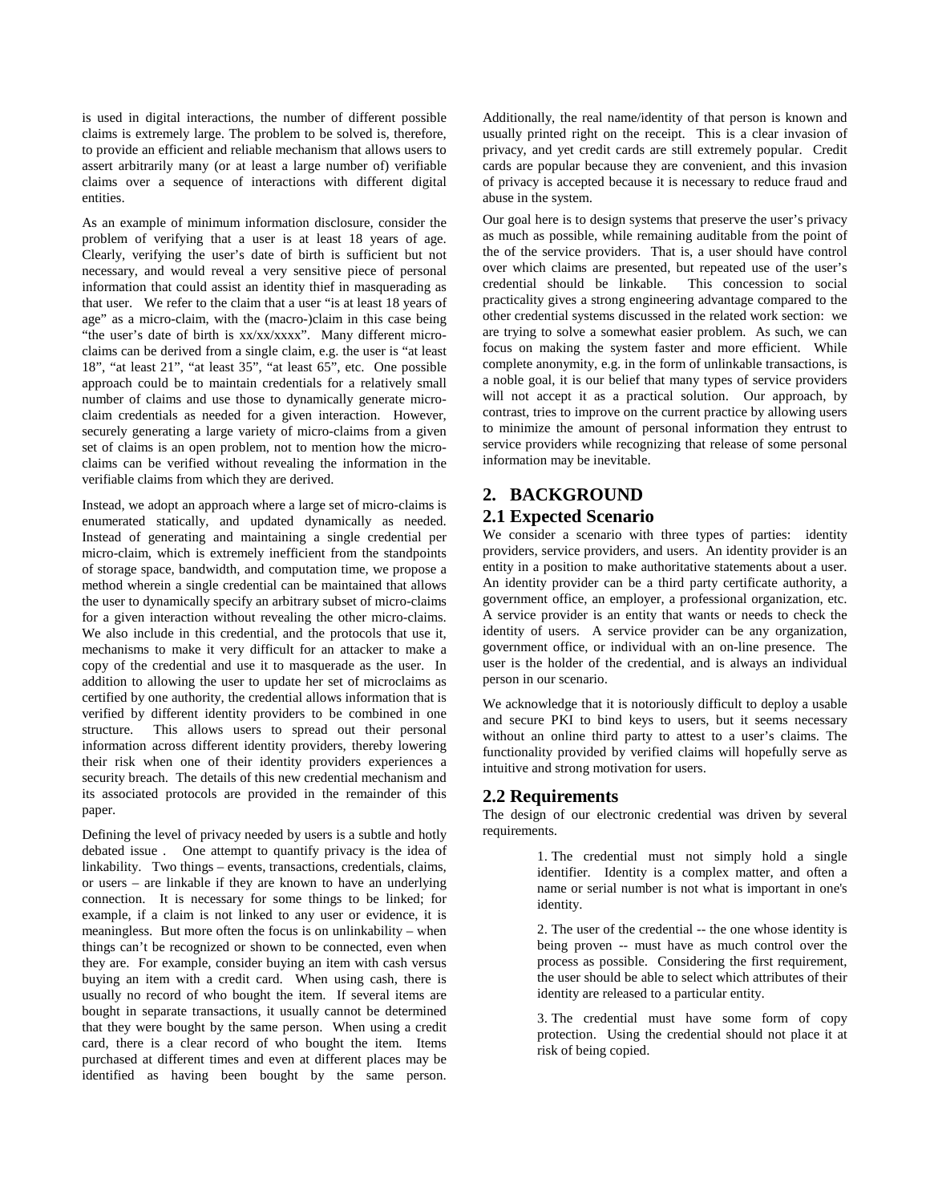is used in digital interactions, the number of different possible claims is extremely large. The problem to be solved is, therefore, to provide an efficient and reliable mechanism that allows users to assert arbitrarily many (or at least a large number of) verifiable claims over a sequence of interactions with different digital entities.

As an example of minimum information disclosure, consider the problem of verifying that a user is at least 18 years of age. Clearly, verifying the user's date of birth is sufficient but not necessary, and would reveal a very sensitive piece of personal information that could assist an identity thief in masquerading as that user. We refer to the claim that a user "is at least 18 years of age" as a micro-claim, with the (macro-)claim in this case being "the user's date of birth is xx/xx/xxxx". Many different micro-claims can be derived from a single claim, e.g. the user is "at least 18", "at least 21", "at least 35", "at least 65", etc. One possible approach could be to maintain credentials for a relatively small number of claims and use those to dynamically generate micro-claim credentials as needed for a given interaction. However, securely generating a large variety of micro-claims from a given set of claims is an open problem, not to mention how the micro-claims can be verified without revealing the information in the verifiable claims from which they are derived.

Instead, we adopt an approach where a large set of micro-claims is enumerated statically, and updated dynamically as needed. Instead of generating and maintaining a single credential per micro-claim, which is extremely inefficient from the standpoints of storage space, bandwidth, and computation time, we propose a method wherein a single credential can be maintained that allows the user to dynamically specify an arbitrary subset of micro-claims for a given interaction without revealing the other micro-claims. We also include in this credential, and the protocols that use it, mechanisms to make it very difficult for an attacker to make a copy of the credential and use it to masquerade as the user. In addition to allowing the user to update her set of microclaims as certified by one authority, the credential allows information that is verified by different identity providers to be combined in one structure. This allows users to spread out their personal information across different identity providers, thereby lowering their risk when one of their identity providers experiences a security breach. The details of this new credential mechanism and its associated protocols are provided in the remainder of this paper.

Defining the level of privacy needed by users is a subtle and hotly debated issue . One attempt to quantify privacy is the idea of linkability. Two things – events, transactions, credentials, claims, or users – are linkable if they are known to have an underlying connection. It is necessary for some things to be linked; for example, if a claim is not linked to any user or evidence, it is meaningless. But more often the focus is on unlinkability – when things can't be recognized or shown to be connected, even when they are. For example, consider buying an item with cash versus buying an item with a credit card. When using cash, there is usually no record of who bought the item. If several items are bought in separate transactions, it usually cannot be determined that they were bought by the same person. When using a credit card, there is a clear record of who bought the item. Items purchased at different times and even at different places may be identified as having been bought by the same person. Additionally, the real name/identity of that person is known and usually printed right on the receipt. This is a clear invasion of privacy, and yet credit cards are still extremely popular. Credit cards are popular because they are convenient, and this invasion of privacy is accepted because it is necessary to reduce fraud and abuse in the system.

Our goal here is to design systems that preserve the user's privacy as much as possible, while remaining auditable from the point of the of the service providers. That is, a user should have control over which claims are presented, but repeated use of the user's credential should be linkable. This concession to social practicality gives a strong engineering advantage compared to the other credential systems discussed in the related work section: we are trying to solve a somewhat easier problem. As such, we can focus on making the system faster and more efficient. While complete anonymity, e.g. in the form of unlinkable transactions, is a noble goal, it is our belief that many types of service providers will not accept it as a practical solution. Our approach, by contrast, tries to improve on the current practice by allowing users to minimize the amount of personal information they entrust to service providers while recognizing that release of some personal information may be inevitable.

## 2. BACKGROUND

### 2.1 Expected Scenario

We consider a scenario with three types of parties: identity providers, service providers, and users. An identity provider is an entity in a position to make authoritative statements about a user. An identity provider can be a third party certificate authority, a government office, an employer, a professional organization, etc. A service provider is an entity that wants or needs to check the identity of users. A service provider can be any organization, government office, or individual with an on-line presence. The user is the holder of the credential, and is always an individual person in our scenario.

We acknowledge that it is notoriously difficult to deploy a usable and secure PKI to bind keys to users, but it seems necessary without an online third party to attest to a user's claims. The functionality provided by verified claims will hopefully serve as intuitive and strong motivation for users.

### 2.2 Requirements

The design of our electronic credential was driven by several requirements.

1. The credential must not simply hold a single identifier. Identity is a complex matter, and often a name or serial number is not what is important in one's identity.

2. The user of the credential -- the one whose identity is being proven -- must have as much control over the process as possible. Considering the first requirement, the user should be able to select which attributes of their identity are released to a particular entity.

3. The credential must have some form of copy protection. Using the credential should not place it at risk of being copied.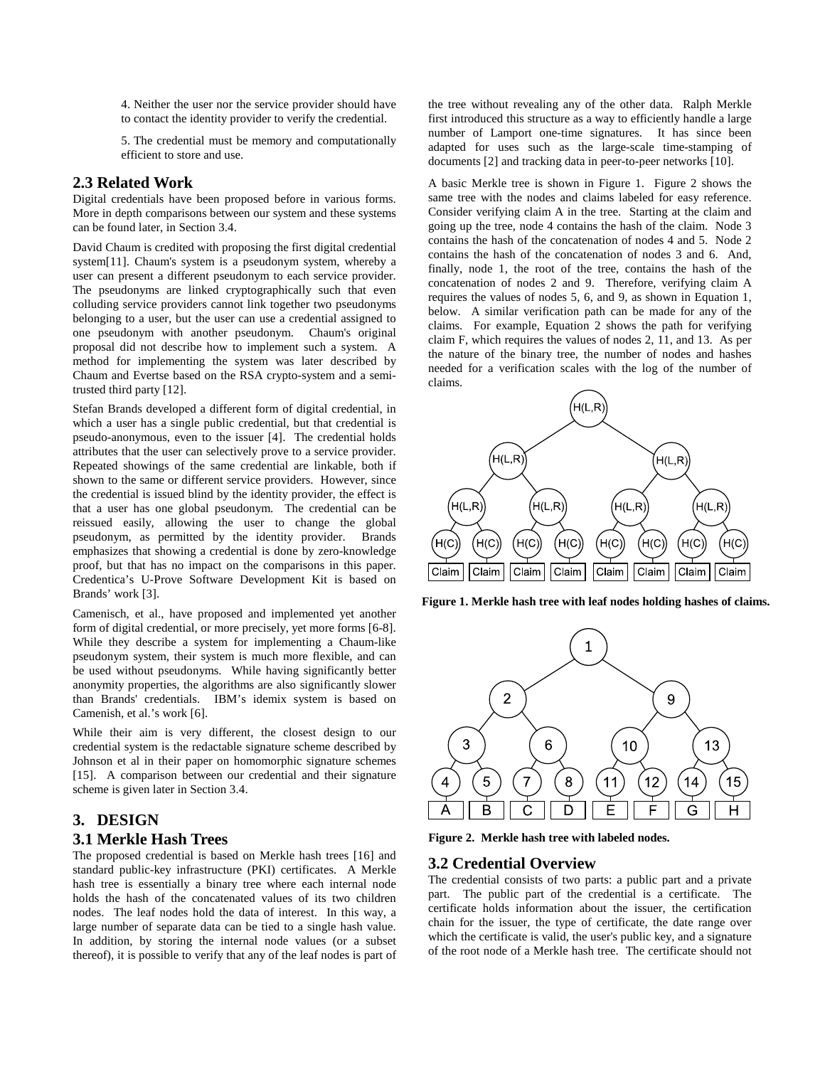4. Neither the user nor the service provider should have to contact the identity provider to verify the credential.

5. The credential must be memory and computationally efficient to store and use.

## 2.3 Related Work

Digital credentials have been proposed before in various forms. More in depth comparisons between our system and these systems can be found later, in Section 3.4.

David Chaum is credited with proposing the first digital credential system[11]. Chaum's system is a pseudonym system, whereby a user can present a different pseudonym to each service provider. The pseudonyms are linked cryptographically such that even colluding service providers cannot link together two pseudonyms belonging to a user, but the user can use a credential assigned to one pseudonym with another pseudonym. Chaum's original proposal did not describe how to implement such a system. A method for implementing the system was later described by Chaum and Evertse based on the RSA crypto-system and a semi-trusted third party [12].

Stefan Brands developed a different form of digital credential, in which a user has a single public credential, but that credential is pseudo-anonymous, even to the issuer [4]. The credential holds attributes that the user can selectively prove to a service provider. Repeated showings of the same credential are linkable, both if shown to the same or different service providers. However, since the credential is issued blind by the identity provider, the effect is that a user has one global pseudonym. The credential can be reissued easily, allowing the user to change the global pseudonym, as permitted by the identity provider. Brands emphasizes that showing a credential is done by zero-knowledge proof, but that has no impact on the comparisons in this paper. Credentica's U-Prove Software Development Kit is based on Brands' work [3].

Camenisch, et al., have proposed and implemented yet another form of digital credential, or more precisely, yet more forms [6-8]. While they describe a system for implementing a Chaum-like pseudonym system, their system is much more flexible, and can be used without pseudonyms. While having significantly better anonymity properties, the algorithms are also significantly slower than Brands' credentials. IBM's idemix system is based on Camenish, et al.'s work [6].

While their aim is very different, the closest design to our credential system is the redactable signature scheme described by Johnson et al in their paper on homomorphic signature schemes [15]. A comparison between our credential and their signature scheme is given later in Section 3.4.

# 3. DESIGN

## 3.1 Merkle Hash Trees

The proposed credential is based on Merkle hash trees [16] and standard public-key infrastructure (PKI) certificates. A Merkle hash tree is essentially a binary tree where each internal node holds the hash of the concatenated values of its two children nodes. The leaf nodes hold the data of interest. In this way, a large number of separate data can be tied to a single hash value. In addition, by storing the internal node values (or a subset thereof), it is possible to verify that any of the leaf nodes is part of the tree without revealing any of the other data. Ralph Merkle first introduced this structure as a way to efficiently handle a large number of Lamport one-time signatures. It has since been adapted for uses such as the large-scale time-stamping of documents [2] and tracking data in peer-to-peer networks [10].

A basic Merkle tree is shown in Figure 1. Figure 2 shows the same tree with the nodes and claims labeled for easy reference. Consider verifying claim A in the tree. Starting at the claim and going up the tree, node 4 contains the hash of the claim. Node 3 contains the hash of the concatenation of nodes 4 and 5. Node 2 contains the hash of the concatenation of nodes 3 and 6. And, finally, node 1, the root of the tree, contains the hash of the concatenation of nodes 2 and 9. Therefore, verifying claim A requires the values of nodes 5, 6, and 9, as shown in Equation 1, below. A similar verification path can be made for any of the claims. For example, Equation 2 shows the path for verifying claim F, which requires the values of nodes 2, 11, and 13. As per the nature of the binary tree, the number of nodes and hashes needed for a verification scales with the log of the number of claims.

**Figure 1. Merkle hash tree with leaf nodes holding hashes of claims.**

**Figure 2. Merkle hash tree with labeled nodes.**

## 3.2 Credential Overview

The credential consists of two parts: a public part and a private part. The public part of the credential is a certificate. The certificate holds information about the issuer, the certification chain for the issuer, the type of certificate, the date range over which the certificate is valid, the user's public key, and a signature of the root node of a Merkle hash tree. The certificate should not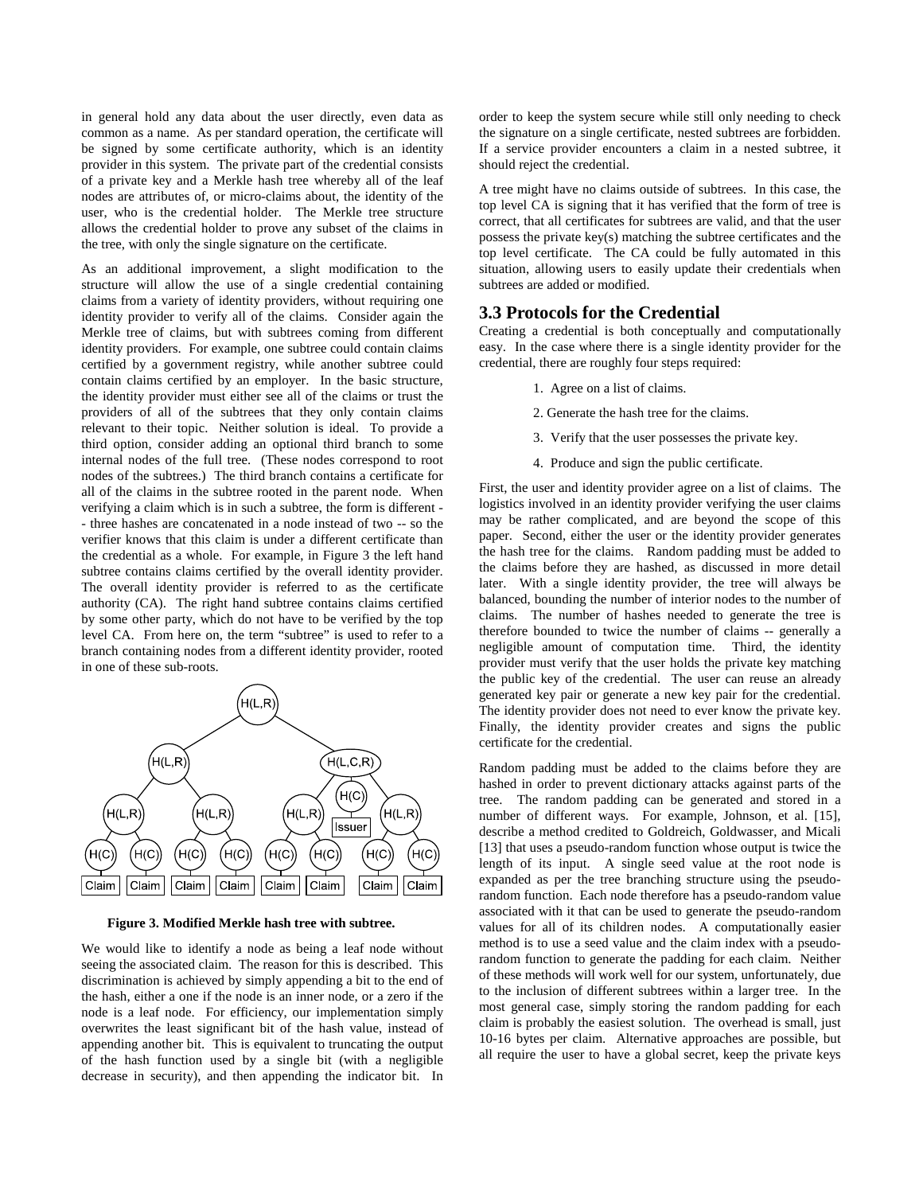in general hold any data about the user directly, even data as common as a name. As per standard operation, the certificate will be signed by some certificate authority, which is an identity provider in this system. The private part of the credential consists of a private key and a Merkle hash tree whereby all of the leaf nodes are attributes of, or micro-claims about, the identity of the user, who is the credential holder. The Merkle tree structure allows the credential holder to prove any subset of the claims in the tree, with only the single signature on the certificate.

As an additional improvement, a slight modification to the structure will allow the use of a single credential containing claims from a variety of identity providers, without requiring one identity provider to verify all of the claims. Consider again the Merkle tree of claims, but with subtrees coming from different identity providers. For example, one subtree could contain claims certified by a government registry, while another subtree could contain claims certified by an employer. In the basic structure, the identity provider must either see all of the claims or trust the providers of all of the subtrees that they only contain claims relevant to their topic. Neither solution is ideal. To provide a third option, consider adding an optional third branch to some internal nodes of the full tree. (These nodes correspond to root nodes of the subtrees.) The third branch contains a certificate for all of the claims in the subtree rooted in the parent node. When verifying a claim which is in such a subtree, the form is different -- three hashes are concatenated in a node instead of two -- so the verifier knows that this claim is under a different certificate than the credential as a whole. For example, in Figure 3 the left hand subtree contains claims certified by the overall identity provider. The overall identity provider is referred to as the certificate authority (CA). The right hand subtree contains claims certified by some other party, which do not have to be verified by the top level CA. From here on, the term "subtree" is used to refer to a branch containing nodes from a different identity provider, rooted in one of these sub-roots.

H(L,R)

H(L,R)

H(L,C,R)

H(C)

H(L,R)

H(L,R)

H(L,R)

Issuer

H(L,R)

H(C)

H(C)

H(C)

H(C)

H(C)

H(C)

H(C)

H(C)

Claim

Claim

Claim

Claim

Claim

Claim

Claim

Claim

**Figure 3. Modified Merkle hash tree with subtree.**

We would like to identify a node as being a leaf node without seeing the associated claim. The reason for this is described. This discrimination is achieved by simply appending a bit to the end of the hash, either a one if the node is an inner node, or a zero if the node is a leaf node. For efficiency, our implementation simply overwrites the least significant bit of the hash value, instead of appending another bit. This is equivalent to truncating the output of the hash function used by a single bit (with a negligible decrease in security), and then appending the indicator bit. In order to keep the system secure while still only needing to check the signature on a single certificate, nested subtrees are forbidden. If a service provider encounters a claim in a nested subtree, it should reject the credential.

A tree might have no claims outside of subtrees. In this case, the top level CA is signing that it has verified that the form of tree is correct, that all certificates for subtrees are valid, and that the user possess the private key(s) matching the subtree certificates and the top level certificate. The CA could be fully automated in this situation, allowing users to easily update their credentials when subtrees are added or modified.

## 3.3 Protocols for the Credential

Creating a credential is both conceptually and computationally easy. In the case where there is a single identity provider for the credential, there are roughly four steps required:

1. Agree on a list of claims.
2. Generate the hash tree for the claims.
3. Verify that the user possesses the private key.
4. Produce and sign the public certificate.

First, the user and identity provider agree on a list of claims. The logistics involved in an identity provider verifying the user claims may be rather complicated, and are beyond the scope of this paper. Second, either the user or the identity provider generates the hash tree for the claims. Random padding must be added to the claims before they are hashed, as discussed in more detail later. With a single identity provider, the tree will always be balanced, bounding the number of interior nodes to the number of claims. The number of hashes needed to generate the tree is therefore bounded to twice the number of claims -- generally a negligible amount of computation time. Third, the identity provider must verify that the user holds the private key matching the public key of the credential. The user can reuse an already generated key pair or generate a new key pair for the credential. The identity provider does not need to ever know the private key. Finally, the identity provider creates and signs the public certificate for the credential.

Random padding must be added to the claims before they are hashed in order to prevent dictionary attacks against parts of the tree. The random padding can be generated and stored in a number of different ways. For example, Johnson, et al. [15], describe a method credited to Goldreich, Goldwasser, and Micali [13] that uses a pseudo-random function whose output is twice the length of its input. A single seed value at the root node is expanded as per the tree branching structure using the pseudo-random function. Each node therefore has a pseudo-random value associated with it that can be used to generate the pseudo-random values for all of its children nodes. A computationally easier method is to use a seed value and the claim index with a pseudo-random function to generate the padding for each claim. Neither of these methods will work well for our system, unfortunately, due to the inclusion of different subtrees within a larger tree. In the most general case, simply storing the random padding for each claim is probably the easiest solution. The overhead is small, just 10-16 bytes per claim. Alternative approaches are possible, but all require the user to have a global secret, keep the private keys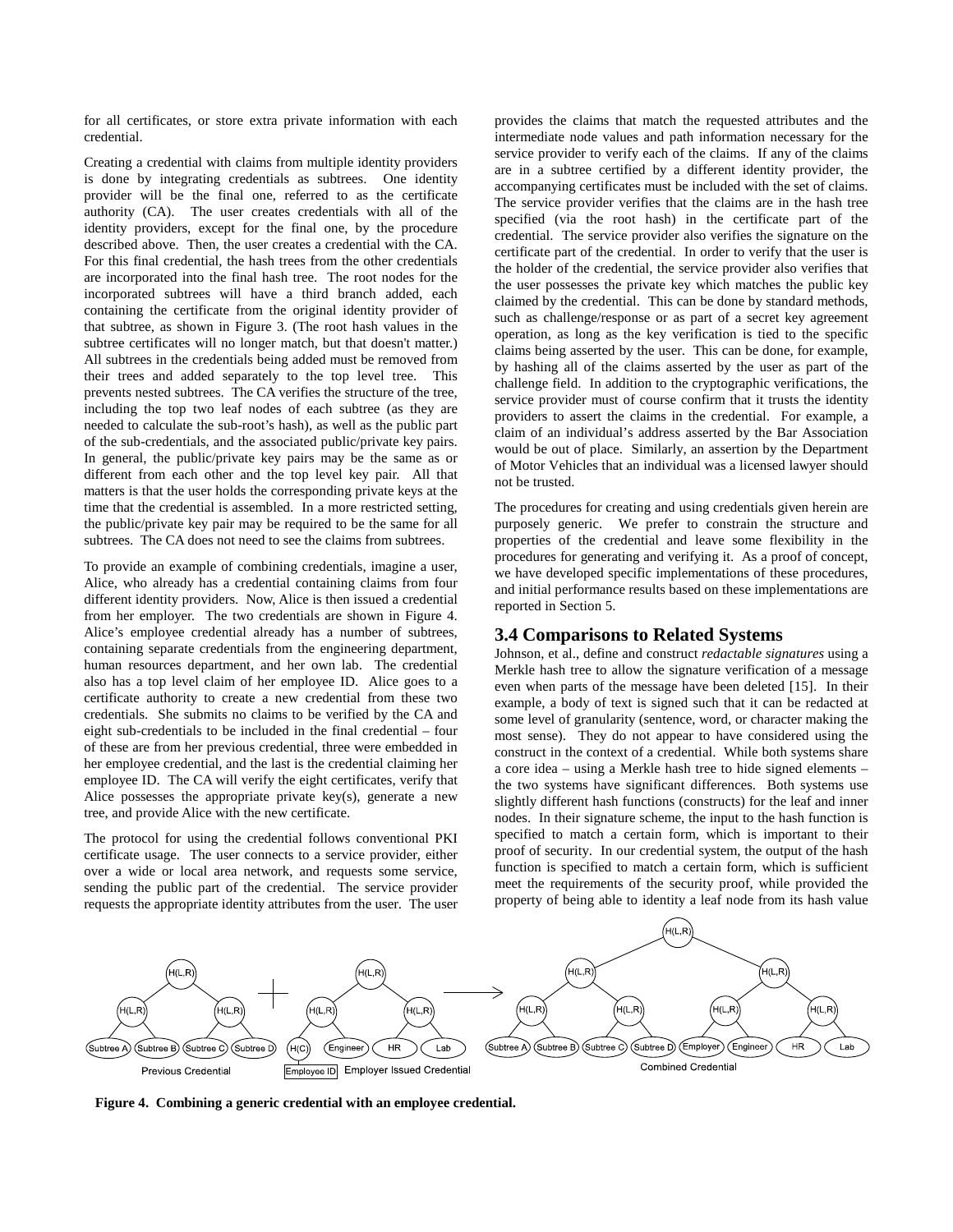for all certificates, or store extra private information with each credential.

Creating a credential with claims from multiple identity providers is done by integrating credentials as subtrees. One identity provider will be the final one, referred to as the certificate authority (CA). The user creates credentials with all of the identity providers, except for the final one, by the procedure described above. Then, the user creates a credential with the CA. For this final credential, the hash trees from the other credentials are incorporated into the final hash tree. The root nodes for the incorporated subtrees will have a third branch added, each containing the certificate from the original identity provider of that subtree, as shown in Figure 3. (The root hash values in the subtree certificates will no longer match, but that doesn't matter.) All subtrees in the credentials being added must be removed from their trees and added separately to the top level tree. This prevents nested subtrees. The CA verifies the structure of the tree, including the top two leaf nodes of each subtree (as they are needed to calculate the sub-root's hash), as well as the public part of the sub-credentials, and the associated public/private key pairs. In general, the public/private key pairs may be the same as or different from each other and the top level key pair. All that matters is that the user holds the corresponding private keys at the time that the credential is assembled. In a more restricted setting, the public/private key pair may be required to be the same for all subtrees. The CA does not need to see the claims from subtrees.

To provide an example of combining credentials, imagine a user, Alice, who already has a credential containing claims from four different identity providers. Now, Alice is then issued a credential from her employer. The two credentials are shown in Figure 4. Alice's employee credential already has a number of subtrees, containing separate credentials from the engineering department, human resources department, and her own lab. The credential also has a top level claim of her employee ID. Alice goes to a certificate authority to create a new credential from these two credentials. She submits no claims to be verified by the CA and eight sub-credentials to be included in the final credential – four of these are from her previous credential, three were embedded in her employee credential, and the last is the credential claiming her employee ID. The CA will verify the eight certificates, verify that Alice possesses the appropriate private key(s), generate a new tree, and provide Alice with the new certificate.

The protocol for using the credential follows conventional PKI certificate usage. The user connects to a service provider, either over a wide or local area network, and requests some service, sending the public part of the credential. The service provider requests the appropriate identity attributes from the user. The user provides the claims that match the requested attributes and the intermediate node values and path information necessary for the service provider to verify each of the claims. If any of the claims are in a subtree certified by a different identity provider, the accompanying certificates must be included with the set of claims. The service provider verifies that the claims are in the hash tree specified (via the root hash) in the certificate part of the credential. The service provider also verifies the signature on the certificate part of the credential. In order to verify that the user is the holder of the credential, the service provider also verifies that the user possesses the private key which matches the public key claimed by the credential. This can be done by standard methods, such as challenge/response or as part of a secret key agreement operation, as long as the key verification is tied to the specific claims being asserted by the user. This can be done, for example, by hashing all of the claims asserted by the user as part of the challenge field. In addition to the cryptographic verifications, the service provider must of course confirm that it trusts the identity providers to assert the claims in the credential. For example, a claim of an individual's address asserted by the Bar Association would be out of place. Similarly, an assertion by the Department of Motor Vehicles that an individual was a licensed lawyer should not be trusted.

The procedures for creating and using credentials given herein are purposely generic. We prefer to constrain the structure and properties of the credential and leave some flexibility in the procedures for generating and verifying it. As a proof of concept, we have developed specific implementations of these procedures, and initial performance results based on these implementations are reported in Section 5.

### 3.4 Comparisons to Related Systems

Johnson, et al., define and construct *redactable signatures* using a Merkle hash tree to allow the signature verification of a message even when parts of the message have been deleted [15]. In their example, a body of text is signed such that it can be redacted at some level of granularity (sentence, word, or character making the most sense). They do not appear to have considered using the construct in the context of a credential. While both systems share a core idea – using a Merkle hash tree to hide signed elements – the two systems have significant differences. Both systems use slightly different hash functions (constructs) for the leaf and inner nodes. In their signature scheme, the input to the hash function is specified to match a certain form, which is important to their proof of security. In our credential system, the output of the hash function is specified to match a certain form, which is sufficient meet the requirements of the security proof, while provided the property of being able to identity a leaf node from its hash value

H(L,R)
H(L,R) H(L,R)
Subtree A Subtree B Subtree C Subtree D
Previous Credential

H(L,R)
H(L,R) H(L,R)
H(C) Engineer HR Lab
Employee ID
Employer Issued Credential

H(L,R)
H(L,R) H(L,R)
H(L,R) H(L,R) H(L,R) H(L,R)
Subtree A Subtree B Subtree C Subtree D Employer Engineer HR Lab
Combined Credential

**Figure 4. Combining a generic credential with an employee credential.**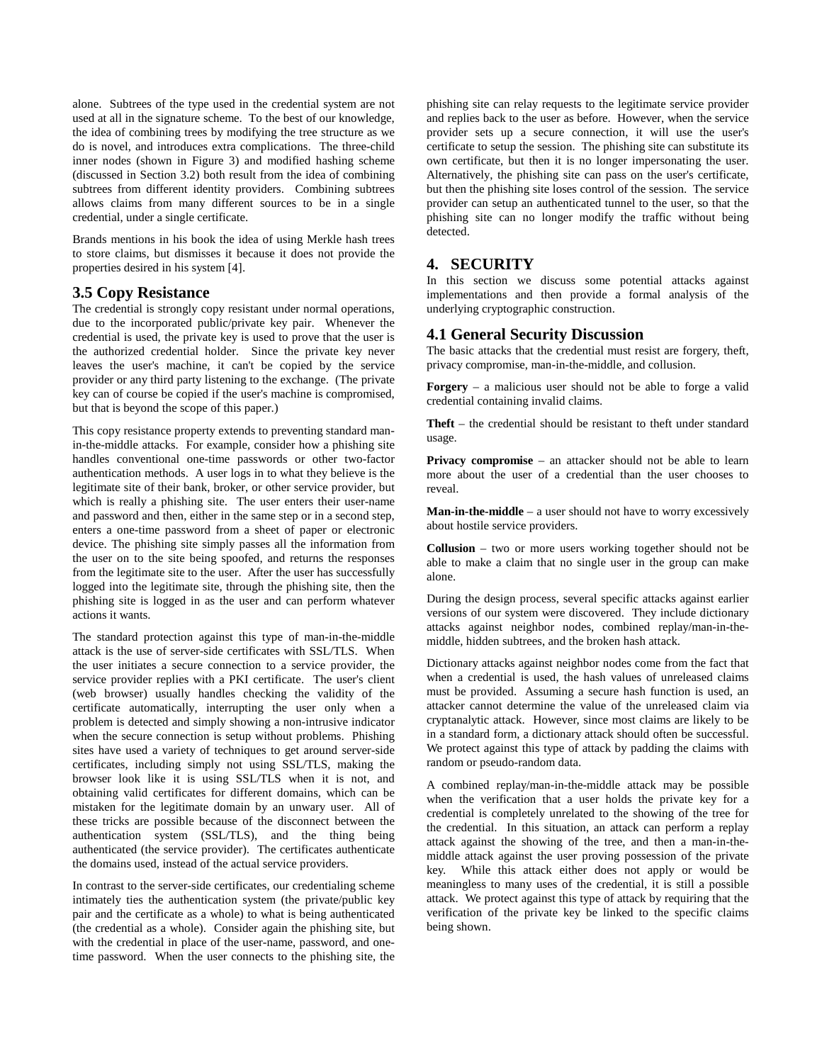alone. Subtrees of the type used in the credential system are not used at all in the signature scheme. To the best of our knowledge, the idea of combining trees by modifying the tree structure as we do is novel, and introduces extra complications. The three-child inner nodes (shown in Figure 3) and modified hashing scheme (discussed in Section 3.2) both result from the idea of combining subtrees from different identity providers. Combining subtrees allows claims from many different sources to be in a single credential, under a single certificate.

Brands mentions in his book the idea of using Merkle hash trees to store claims, but dismisses it because it does not provide the properties desired in his system [4].

### 3.5 Copy Resistance

The credential is strongly copy resistant under normal operations, due to the incorporated public/private key pair. Whenever the credential is used, the private key is used to prove that the user is the authorized credential holder. Since the private key never leaves the user's machine, it can't be copied by the service provider or any third party listening to the exchange. (The private key can of course be copied if the user's machine is compromised, but that is beyond the scope of this paper.)

This copy resistance property extends to preventing standard man-in-the-middle attacks. For example, consider how a phishing site handles conventional one-time passwords or other two-factor authentication methods. A user logs in to what they believe is the legitimate site of their bank, broker, or other service provider, but which is really a phishing site. The user enters their user-name and password and then, either in the same step or in a second step, enters a one-time password from a sheet of paper or electronic device. The phishing site simply passes all the information from the user on to the site being spoofed, and returns the responses from the legitimate site to the user. After the user has successfully logged into the legitimate site, through the phishing site, then the phishing site is logged in as the user and can perform whatever actions it wants.

The standard protection against this type of man-in-the-middle attack is the use of server-side certificates with SSL/TLS. When the user initiates a secure connection to a service provider, the service provider replies with a PKI certificate. The user's client (web browser) usually handles checking the validity of the certificate automatically, interrupting the user only when a problem is detected and simply showing a non-intrusive indicator when the secure connection is setup without problems. Phishing sites have used a variety of techniques to get around server-side certificates, including simply not using SSL/TLS, making the browser look like it is using SSL/TLS when it is not, and obtaining valid certificates for different domains, which can be mistaken for the legitimate domain by an unwary user. All of these tricks are possible because of the disconnect between the authentication system (SSL/TLS), and the thing being authenticated (the service provider). The certificates authenticate the domains used, instead of the actual service providers.

In contrast to the server-side certificates, our credentialing scheme intimately ties the authentication system (the private/public key pair and the certificate as a whole) to what is being authenticated (the credential as a whole). Consider again the phishing site, but with the credential in place of the user-name, password, and one-time password. When the user connects to the phishing site, the phishing site can relay requests to the legitimate service provider and replies back to the user as before. However, when the service provider sets up a secure connection, it will use the user's certificate to setup the session. The phishing site can substitute its own certificate, but then it is no longer impersonating the user. Alternatively, the phishing site can pass on the user's certificate, but then the phishing site loses control of the session. The service provider can setup an authenticated tunnel to the user, so that the phishing site can no longer modify the traffic without being detected.

## 4. SECURITY

In this section we discuss some potential attacks against implementations and then provide a formal analysis of the underlying cryptographic construction.

### 4.1 General Security Discussion

The basic attacks that the credential must resist are forgery, theft, privacy compromise, man-in-the-middle, and collusion.

**Forgery** – a malicious user should not be able to forge a valid credential containing invalid claims.

**Theft** – the credential should be resistant to theft under standard usage.

**Privacy compromise** – an attacker should not be able to learn more about the user of a credential than the user chooses to reveal.

**Man-in-the-middle** – a user should not have to worry excessively about hostile service providers.

**Collusion** – two or more users working together should not be able to make a claim that no single user in the group can make alone.

During the design process, several specific attacks against earlier versions of our system were discovered. They include dictionary attacks against neighbor nodes, combined replay/man-in-the-middle, hidden subtrees, and the broken hash attack.

Dictionary attacks against neighbor nodes come from the fact that when a credential is used, the hash values of unreleased claims must be provided. Assuming a secure hash function is used, an attacker cannot determine the value of the unreleased claim via cryptanalytic attack. However, since most claims are likely to be in a standard form, a dictionary attack should often be successful. We protect against this type of attack by padding the claims with random or pseudo-random data.

A combined replay/man-in-the-middle attack may be possible when the verification that a user holds the private key for a credential is completely unrelated to the showing of the tree for the credential. In this situation, an attack can perform a replay attack against the showing of the tree, and then a man-in-the-middle attack against the user proving possession of the private key. While this attack either does not apply or would be meaningless to many uses of the credential, it is still a possible attack. We protect against this type of attack by requiring that the verification of the private key be linked to the specific claims being shown.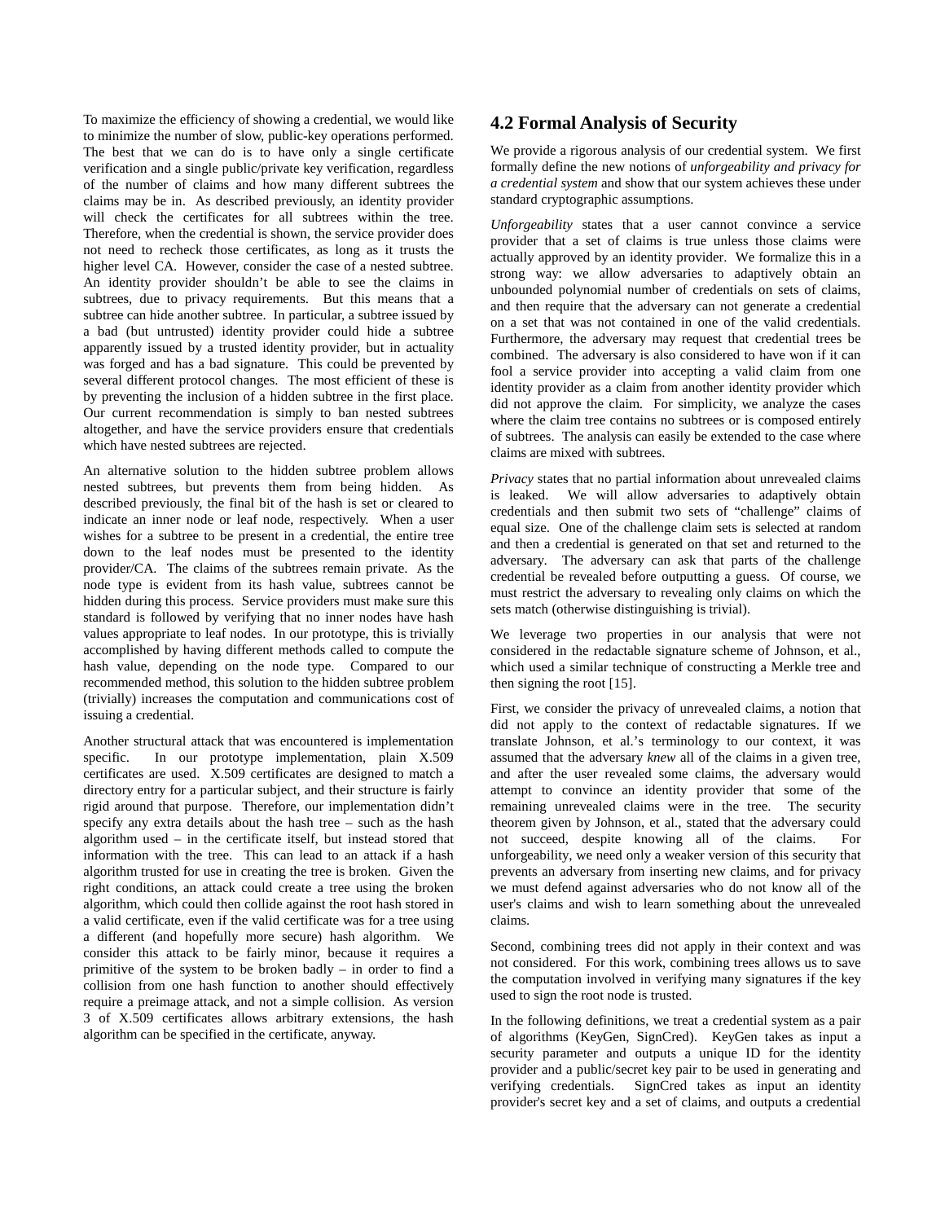To maximize the efficiency of showing a credential, we would like to minimize the number of slow, public-key operations performed. The best that we can do is to have only a single certificate verification and a single public/private key verification, regardless of the number of claims and how many different subtrees the claims may be in. As described previously, an identity provider will check the certificates for all subtrees within the tree. Therefore, when the credential is shown, the service provider does not need to recheck those certificates, as long as it trusts the higher level CA. However, consider the case of a nested subtree. An identity provider shouldn't be able to see the claims in subtrees, due to privacy requirements. But this means that a subtree can hide another subtree. In particular, a subtree issued by a bad (but untrusted) identity provider could hide a subtree apparently issued by a trusted identity provider, but in actuality was forged and has a bad signature. This could be prevented by several different protocol changes. The most efficient of these is by preventing the inclusion of a hidden subtree in the first place. Our current recommendation is simply to ban nested subtrees altogether, and have the service providers ensure that credentials which have nested subtrees are rejected.

An alternative solution to the hidden subtree problem allows nested subtrees, but prevents them from being hidden. As described previously, the final bit of the hash is set or cleared to indicate an inner node or leaf node, respectively. When a user wishes for a subtree to be present in a credential, the entire tree down to the leaf nodes must be presented to the identity provider/CA. The claims of the subtrees remain private. As the node type is evident from its hash value, subtrees cannot be hidden during this process. Service providers must make sure this standard is followed by verifying that no inner nodes have hash values appropriate to leaf nodes. In our prototype, this is trivially accomplished by having different methods called to compute the hash value, depending on the node type. Compared to our recommended method, this solution to the hidden subtree problem (trivially) increases the computation and communications cost of issuing a credential.

Another structural attack that was encountered is implementation specific. In our prototype implementation, plain X.509 certificates are used. X.509 certificates are designed to match a directory entry for a particular subject, and their structure is fairly rigid around that purpose. Therefore, our implementation didn't specify any extra details about the hash tree – such as the hash algorithm used – in the certificate itself, but instead stored that information with the tree. This can lead to an attack if a hash algorithm trusted for use in creating the tree is broken. Given the right conditions, an attack could create a tree using the broken algorithm, which could then collide against the root hash stored in a valid certificate, even if the valid certificate was for a tree using a different (and hopefully more secure) hash algorithm. We consider this attack to be fairly minor, because it requires a primitive of the system to be broken badly – in order to find a collision from one hash function to another should effectively require a preimage attack, and not a simple collision. As version 3 of X.509 certificates allows arbitrary extensions, the hash algorithm can be specified in the certificate, anyway.

## 4.2 Formal Analysis of Security

We provide a rigorous analysis of our credential system. We first formally define the new notions of *unforgeability and privacy for a credential system* and show that our system achieves these under standard cryptographic assumptions.

*Unforgeability* states that a user cannot convince a service provider that a set of claims is true unless those claims were actually approved by an identity provider. We formalize this in a strong way: we allow adversaries to adaptively obtain an unbounded polynomial number of credentials on sets of claims, and then require that the adversary can not generate a credential on a set that was not contained in one of the valid credentials. Furthermore, the adversary may request that credential trees be combined. The adversary is also considered to have won if it can fool a service provider into accepting a valid claim from one identity provider as a claim from another identity provider which did not approve the claim. For simplicity, we analyze the cases where the claim tree contains no subtrees or is composed entirely of subtrees. The analysis can easily be extended to the case where claims are mixed with subtrees.

*Privacy* states that no partial information about unrevealed claims is leaked. We will allow adversaries to adaptively obtain credentials and then submit two sets of "challenge" claims of equal size. One of the challenge claim sets is selected at random and then a credential is generated on that set and returned to the adversary. The adversary can ask that parts of the challenge credential be revealed before outputting a guess. Of course, we must restrict the adversary to revealing only claims on which the sets match (otherwise distinguishing is trivial).

We leverage two properties in our analysis that were not considered in the redactable signature scheme of Johnson, et al., which used a similar technique of constructing a Merkle tree and then signing the root [15].

First, we consider the privacy of unrevealed claims, a notion that did not apply to the context of redactable signatures. If we translate Johnson, et al.'s terminology to our context, it was assumed that the adversary *knew* all of the claims in a given tree, and after the user revealed some claims, the adversary would attempt to convince an identity provider that some of the remaining unrevealed claims were in the tree. The security theorem given by Johnson, et al., stated that the adversary could not succeed, despite knowing all of the claims. For unforgeability, we need only a weaker version of this security that prevents an adversary from inserting new claims, and for privacy we must defend against adversaries who do not know all of the user's claims and wish to learn something about the unrevealed claims.

Second, combining trees did not apply in their context and was not considered. For this work, combining trees allows us to save the computation involved in verifying many signatures if the key used to sign the root node is trusted.

In the following definitions, we treat a credential system as a pair of algorithms (KeyGen, SignCred). KeyGen takes as input a security parameter and outputs a unique ID for the identity provider and a public/secret key pair to be used in generating and verifying credentials. SignCred takes as input an identity provider's secret key and a set of claims, and outputs a credential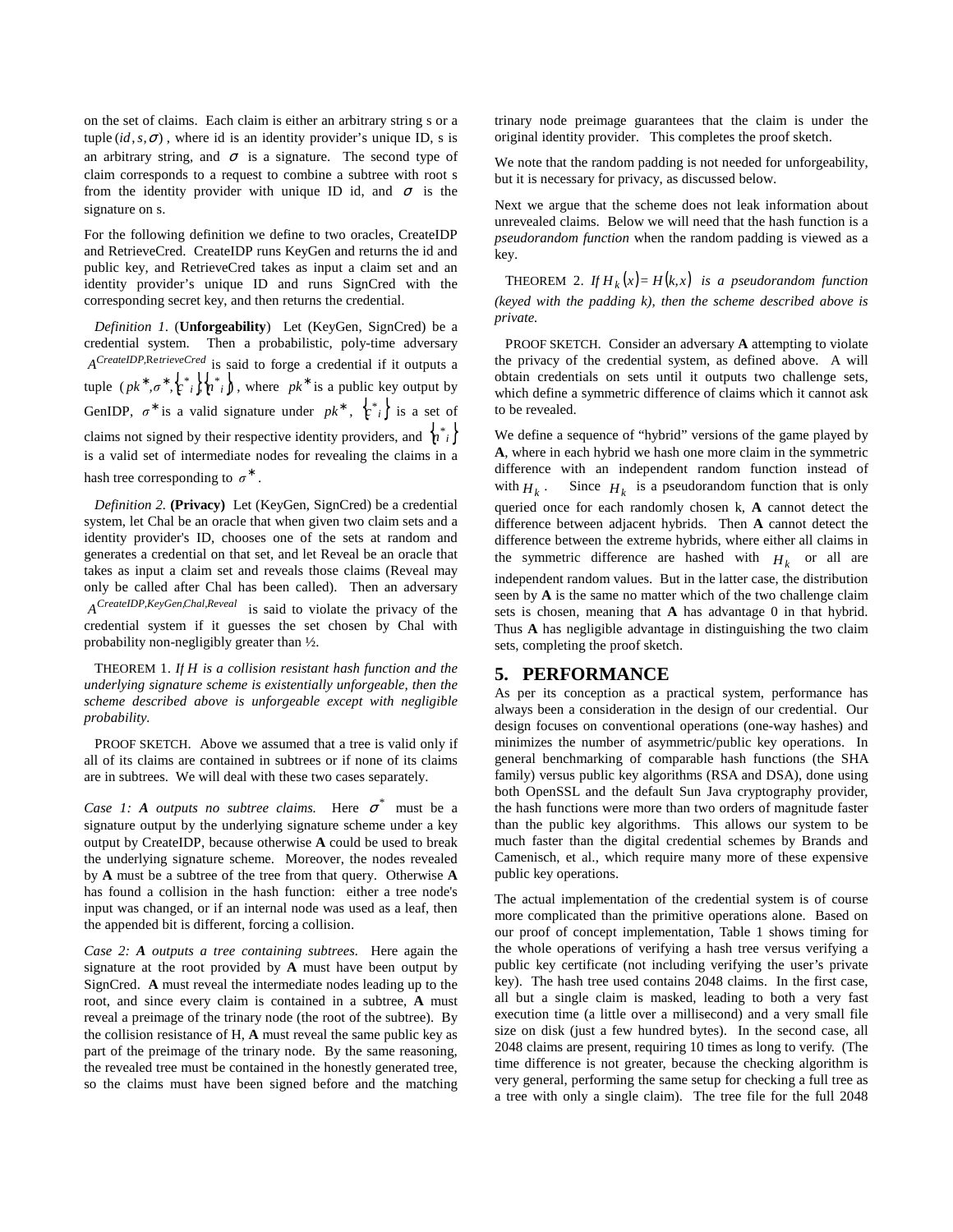on the set of claims. Each claim is either an arbitrary string s or a tuple $(id, s, \sigma)$, where id is an identity provider's unique ID, s is an arbitrary string, and $\sigma$ is a signature. The second type of claim corresponds to a request to combine a subtree with root s from the identity provider with unique ID id, and $\sigma$ is the signature on s.

For the following definition we define to two oracles, CreateIDP and RetrieveCred. CreateIDP runs KeyGen and returns the id and public key, and RetrieveCred takes as input a claim set and an identity provider's unique ID and runs SignCred with the corresponding secret key, and then returns the credential.

*Definition 1.* (**Unforgeability**) Let (KeyGen, SignCred) be a credential system. Then a probabilistic, poly-time adversary $A^{CreateIDP, RetrieveCred}$ is said to forge a credential if it outputs a tuple $(pk^*, \sigma^*, \{c^*_i\}, \{n^*_i\})$, where $pk^*$ is a public key output by GenIDP, $\sigma^*$ is a valid signature under $pk^*$, $\{c^*_i\}$ is a set of claims not signed by their respective identity providers, and $\{n^*_i\}$ is a valid set of intermediate nodes for revealing the claims in a hash tree corresponding to $\sigma^*$.

*Definition 2.* **(Privacy)** Let (KeyGen, SignCred) be a credential system, let Chal be an oracle that when given two claim sets and a identity provider's ID, chooses one of the sets at random and generates a credential on that set, and let Reveal be an oracle that takes as input a claim set and reveals those claims (Reveal may only be called after Chal has been called). Then an adversary $A^{CreateIDP, KeyGen, Chal, Reveal}$ is said to violate the privacy of the credential system if it guesses the set chosen by Chal with probability non-negligibly greater than ½.

THEOREM 1. *If H is a collision resistant hash function and the underlying signature scheme is existentially unforgeable, then the scheme described above is unforgeable except with negligible probability.*

PROOF SKETCH. Above we assumed that a tree is valid only if all of its claims are contained in subtrees or if none of its claims are in subtrees. We will deal with these two cases separately.

*Case 1:* ***A*** *outputs no subtree claims.* Here $\sigma^*$ must be a signature output by the underlying signature scheme under a key output by CreateIDP, because otherwise **A** could be used to break the underlying signature scheme. Moreover, the nodes revealed by **A** must be a subtree of the tree from that query. Otherwise **A** has found a collision in the hash function: either a tree node's input was changed, or if an internal node was used as a leaf, then the appended bit is different, forcing a collision.

*Case 2:* ***A*** *outputs a tree containing subtrees.* Here again the signature at the root provided by **A** must have been output by SignCred. **A** must reveal the intermediate nodes leading up to the root, and since every claim is contained in a subtree, **A** must reveal a preimage of the trinary node (the root of the subtree). By the collision resistance of H, **A** must reveal the same public key as part of the preimage of the trinary node. By the same reasoning, the revealed tree must be contained in the honestly generated tree, so the claims must have been signed before and the matching trinary node preimage guarantees that the claim is under the original identity provider. This completes the proof sketch.

We note that the random padding is not needed for unforgeability, but it is necessary for privacy, as discussed below.

Next we argue that the scheme does not leak information about unrevealed claims. Below we will need that the hash function is a *pseudorandom function* when the random padding is viewed as a key.

THEOREM 2. *If* $H_k(x) = H(k,x)$ *is a pseudorandom function (keyed with the padding k), then the scheme described above is private.*

PROOF SKETCH. Consider an adversary **A** attempting to violate the privacy of the credential system, as defined above. A will obtain credentials on sets until it outputs two challenge sets, which define a symmetric difference of claims which it cannot ask to be revealed.

We define a sequence of "hybrid" versions of the game played by **A**, where in each hybrid we hash one more claim in the symmetric difference with an independent random function instead of with $H_k$. Since $H_k$ is a pseudorandom function that is only queried once for each randomly chosen k, **A** cannot detect the difference between adjacent hybrids. Then **A** cannot detect the difference between the extreme hybrids, where either all claims in the symmetric difference are hashed with $H_k$ or all are independent random values. But in the latter case, the distribution seen by **A** is the same no matter which of the two challenge claim sets is chosen, meaning that **A** has advantage 0 in that hybrid. Thus **A** has negligible advantage in distinguishing the two claim sets, completing the proof sketch.

## 5. PERFORMANCE

As per its conception as a practical system, performance has always been a consideration in the design of our credential. Our design focuses on conventional operations (one-way hashes) and minimizes the number of asymmetric/public key operations. In general benchmarking of comparable hash functions (the SHA family) versus public key algorithms (RSA and DSA), done using both OpenSSL and the default Sun Java cryptography provider, the hash functions were more than two orders of magnitude faster than the public key algorithms. This allows our system to be much faster than the digital credential schemes by Brands and Camenisch, et al., which require many more of these expensive public key operations.

The actual implementation of the credential system is of course more complicated than the primitive operations alone. Based on our proof of concept implementation, Table 1 shows timing for the whole operations of verifying a hash tree versus verifying a public key certificate (not including verifying the user's private key). The hash tree used contains 2048 claims. In the first case, all but a single claim is masked, leading to both a very fast execution time (a little over a millisecond) and a very small file size on disk (just a few hundred bytes). In the second case, all 2048 claims are present, requiring 10 times as long to verify. (The time difference is not greater, because the checking algorithm is very general, performing the same setup for checking a full tree as a tree with only a single claim). The tree file for the full 2048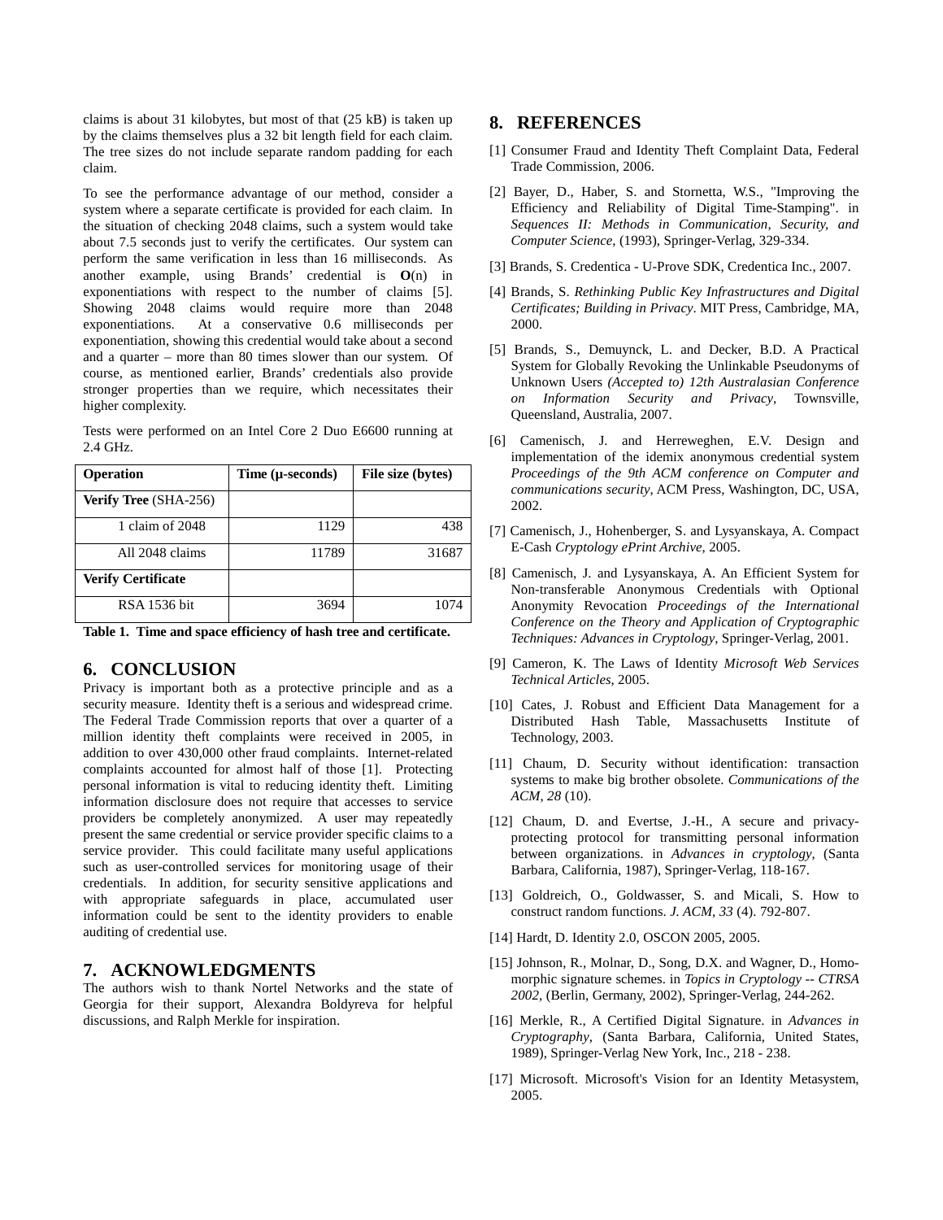claims is about 31 kilobytes, but most of that (25 kB) is taken up by the claims themselves plus a 32 bit length field for each claim. The tree sizes do not include separate random padding for each claim.

To see the performance advantage of our method, consider a system where a separate certificate is provided for each claim. In the situation of checking 2048 claims, such a system would take about 7.5 seconds just to verify the certificates. Our system can perform the same verification in less than 16 milliseconds. As another example, using Brands' credential is **O**(n) in exponentiations with respect to the number of claims [5]. Showing 2048 claims would require more than 2048 exponentiations. At a conservative 0.6 milliseconds per exponentiation, showing this credential would take about a second and a quarter – more than 80 times slower than our system. Of course, as mentioned earlier, Brands' credentials also provide stronger properties than we require, which necessitates their higher complexity.

Tests were performed on an Intel Core 2 Duo E6600 running at 2.4 GHz.

| **Operation** | **Time (μ-seconds)** | **File size (bytes)** |
|---|---|---|
| **Verify Tree** (SHA-256) | | |
| 1 claim of 2048 | 1129 | 438 |
| All 2048 claims | 11789 | 31687 |
| **Verify Certificate** | | |
| RSA 1536 bit | 3694 | 1074 |

**Table 1. Time and space efficiency of hash tree and certificate.**

## 6. CONCLUSION

Privacy is important both as a protective principle and as a security measure. Identity theft is a serious and widespread crime. The Federal Trade Commission reports that over a quarter of a million identity theft complaints were received in 2005, in addition to over 430,000 other fraud complaints. Internet-related complaints accounted for almost half of those [1]. Protecting personal information is vital to reducing identity theft. Limiting information disclosure does not require that accesses to service providers be completely anonymized. A user may repeatedly present the same credential or service provider specific claims to a service provider. This could facilitate many useful applications such as user-controlled services for monitoring usage of their credentials. In addition, for security sensitive applications and with appropriate safeguards in place, accumulated user information could be sent to the identity providers to enable auditing of credential use.

## 7. ACKNOWLEDGMENTS

The authors wish to thank Nortel Networks and the state of Georgia for their support, Alexandra Boldyreva for helpful discussions, and Ralph Merkle for inspiration.

## 8. REFERENCES

[1] Consumer Fraud and Identity Theft Complaint Data, Federal Trade Commission, 2006.

[2] Bayer, D., Haber, S. and Stornetta, W.S., "Improving the Efficiency and Reliability of Digital Time-Stamping". in *Sequences II: Methods in Communication, Security, and Computer Science*, (1993), Springer-Verlag, 329-334.

[3] Brands, S. Credentica - U-Prove SDK, Credentica Inc., 2007.

[4] Brands, S. *Rethinking Public Key Infrastructures and Digital Certificates; Building in Privacy*. MIT Press, Cambridge, MA, 2000.

[5] Brands, S., Demuynck, L. and Decker, B.D. A Practical System for Globally Revoking the Unlinkable Pseudonyms of Unknown Users *(Accepted to) 12th Australasian Conference on Information Security and Privacy*, Townsville, Queensland, Australia, 2007.

[6] Camenisch, J. and Herreweghen, E.V. Design and implementation of the idemix anonymous credential system *Proceedings of the 9th ACM conference on Computer and communications security*, ACM Press, Washington, DC, USA, 2002.

[7] Camenisch, J., Hohenberger, S. and Lysyanskaya, A. Compact E-Cash *Cryptology ePrint Archive*, 2005.

[8] Camenisch, J. and Lysyanskaya, A. An Efficient System for Non-transferable Anonymous Credentials with Optional Anonymity Revocation *Proceedings of the International Conference on the Theory and Application of Cryptographic Techniques: Advances in Cryptology*, Springer-Verlag, 2001.

[9] Cameron, K. The Laws of Identity *Microsoft Web Services Technical Articles*, 2005.

[10] Cates, J. Robust and Efficient Data Management for a Distributed Hash Table, Massachusetts Institute of Technology, 2003.

[11] Chaum, D. Security without identification: transaction systems to make big brother obsolete. *Communications of the ACM*, *28* (10).

[12] Chaum, D. and Evertse, J.-H., A secure and privacy-protecting protocol for transmitting personal information between organizations. in *Advances in cryptology*, (Santa Barbara, California, 1987), Springer-Verlag, 118-167.

[13] Goldreich, O., Goldwasser, S. and Micali, S. How to construct random functions. *J. ACM*, *33* (4). 792-807.

[14] Hardt, D. Identity 2.0, OSCON 2005, 2005.

[15] Johnson, R., Molnar, D., Song, D.X. and Wagner, D., Homomorphic signature schemes. in *Topics in Cryptology -- CTRSA 2002*, (Berlin, Germany, 2002), Springer-Verlag, 244-262.

[16] Merkle, R., A Certified Digital Signature. in *Advances in Cryptography*, (Santa Barbara, California, United States, 1989), Springer-Verlag New York, Inc., 218 - 238.

[17] Microsoft. Microsoft's Vision for an Identity Metasystem, 2005.